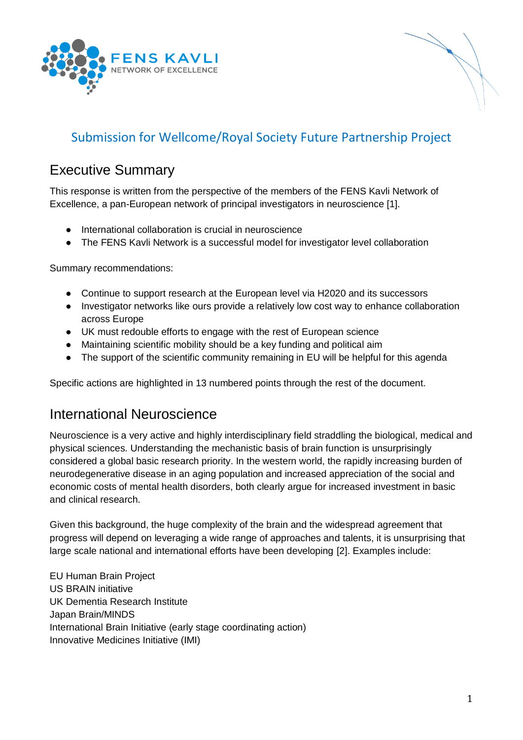FENS KAVLI
NETWORK OF EXCELLENCE

# Submission for Wellcome/Royal Society Future Partnership Project

## Executive Summary

This response is written from the perspective of the members of the FENS Kavli Network of Excellence, a pan-European network of principal investigators in neuroscience [1].

- International collaboration is crucial in neuroscience
- The FENS Kavli Network is a successful model for investigator level collaboration

Summary recommendations:

- Continue to support research at the European level via H2020 and its successors
- Investigator networks like ours provide a relatively low cost way to enhance collaboration across Europe
- UK must redouble efforts to engage with the rest of European science
- Maintaining scientific mobility should be a key funding and political aim
- The support of the scientific community remaining in EU will be helpful for this agenda

Specific actions are highlighted in 13 numbered points through the rest of the document.

## International Neuroscience

Neuroscience is a very active and highly interdisciplinary field straddling the biological, medical and physical sciences. Understanding the mechanistic basis of brain function is unsurprisingly considered a global basic research priority. In the western world, the rapidly increasing burden of neurodegenerative disease in an aging population and increased appreciation of the social and economic costs of mental health disorders, both clearly argue for increased investment in basic and clinical research.

Given this background, the huge complexity of the brain and the widespread agreement that progress will depend on leveraging a wide range of approaches and talents, it is unsurprising that large scale national and international efforts have been developing [2]. Examples include:

EU Human Brain Project
US BRAIN initiative
UK Dementia Research Institute
Japan Brain/MINDS
International Brain Initiative (early stage coordinating action)
Innovative Medicines Initiative (IMI)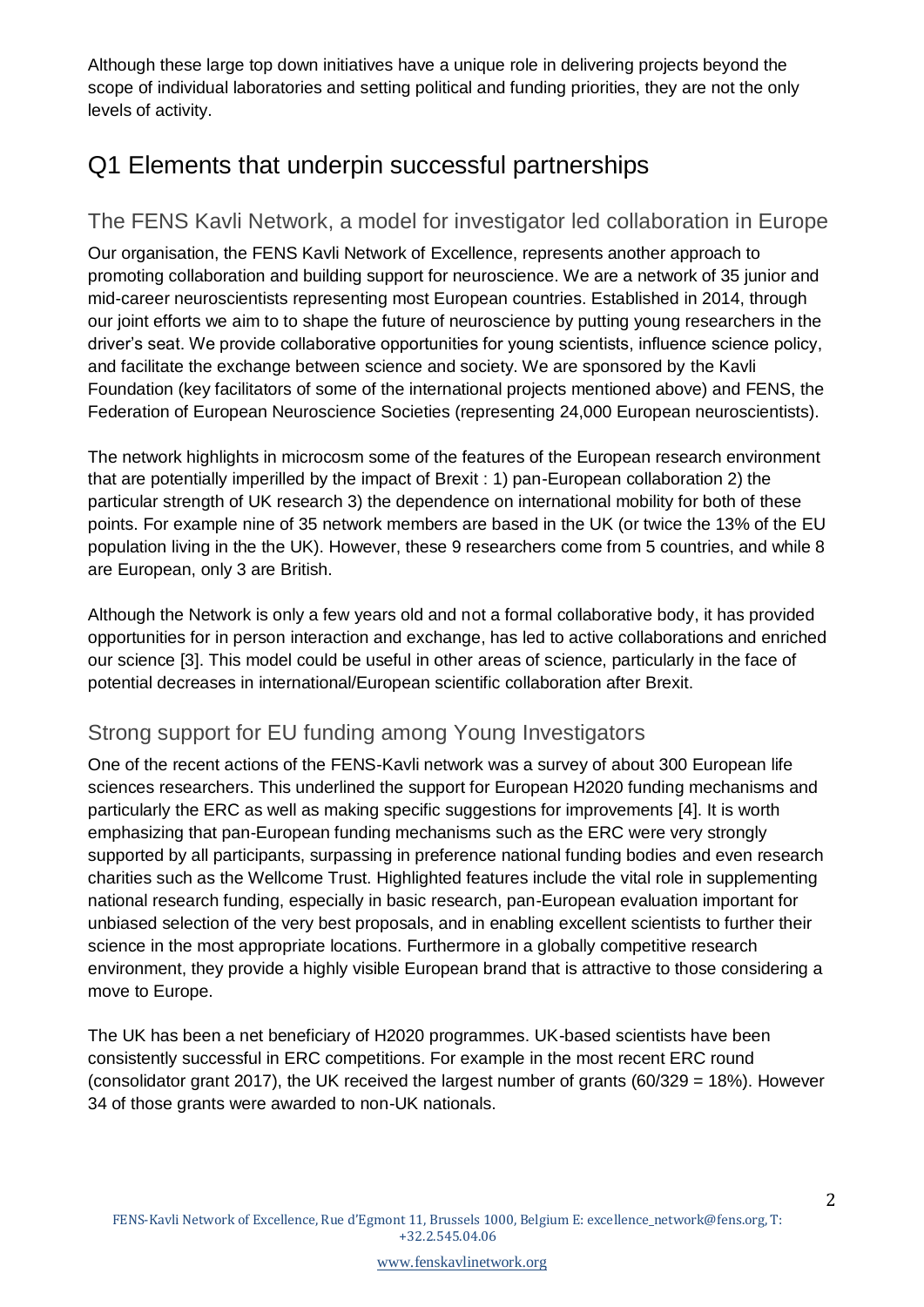Although these large top down initiatives have a unique role in delivering projects beyond the scope of individual laboratories and setting political and funding priorities, they are not the only levels of activity.

# Q1 Elements that underpin successful partnerships

## The FENS Kavli Network, a model for investigator led collaboration in Europe

Our organisation, the FENS Kavli Network of Excellence, represents another approach to promoting collaboration and building support for neuroscience. We are a network of 35 junior and mid-career neuroscientists representing most European countries. Established in 2014, through our joint efforts we aim to to shape the future of neuroscience by putting young researchers in the driver's seat. We provide collaborative opportunities for young scientists, influence science policy, and facilitate the exchange between science and society. We are sponsored by the Kavli Foundation (key facilitators of some of the international projects mentioned above) and FENS, the Federation of European Neuroscience Societies (representing 24,000 European neuroscientists).

The network highlights in microcosm some of the features of the European research environment that are potentially imperilled by the impact of Brexit : 1) pan-European collaboration 2) the particular strength of UK research 3) the dependence on international mobility for both of these points. For example nine of 35 network members are based in the UK (or twice the 13% of the EU population living in the the UK). However, these 9 researchers come from 5 countries, and while 8 are European, only 3 are British.

Although the Network is only a few years old and not a formal collaborative body, it has provided opportunities for in person interaction and exchange, has led to active collaborations and enriched our science [3]. This model could be useful in other areas of science, particularly in the face of potential decreases in international/European scientific collaboration after Brexit.

## Strong support for EU funding among Young Investigators

One of the recent actions of the FENS-Kavli network was a survey of about 300 European life sciences researchers. This underlined the support for European H2020 funding mechanisms and particularly the ERC as well as making specific suggestions for improvements [4]. It is worth emphasizing that pan-European funding mechanisms such as the ERC were very strongly supported by all participants, surpassing in preference national funding bodies and even research charities such as the Wellcome Trust. Highlighted features include the vital role in supplementing national research funding, especially in basic research, pan-European evaluation important for unbiased selection of the very best proposals, and in enabling excellent scientists to further their science in the most appropriate locations. Furthermore in a globally competitive research environment, they provide a highly visible European brand that is attractive to those considering a move to Europe.

The UK has been a net beneficiary of H2020 programmes. UK-based scientists have been consistently successful in ERC competitions. For example in the most recent ERC round (consolidator grant 2017), the UK received the largest number of grants (60/329 = 18%). However 34 of those grants were awarded to non-UK nationals.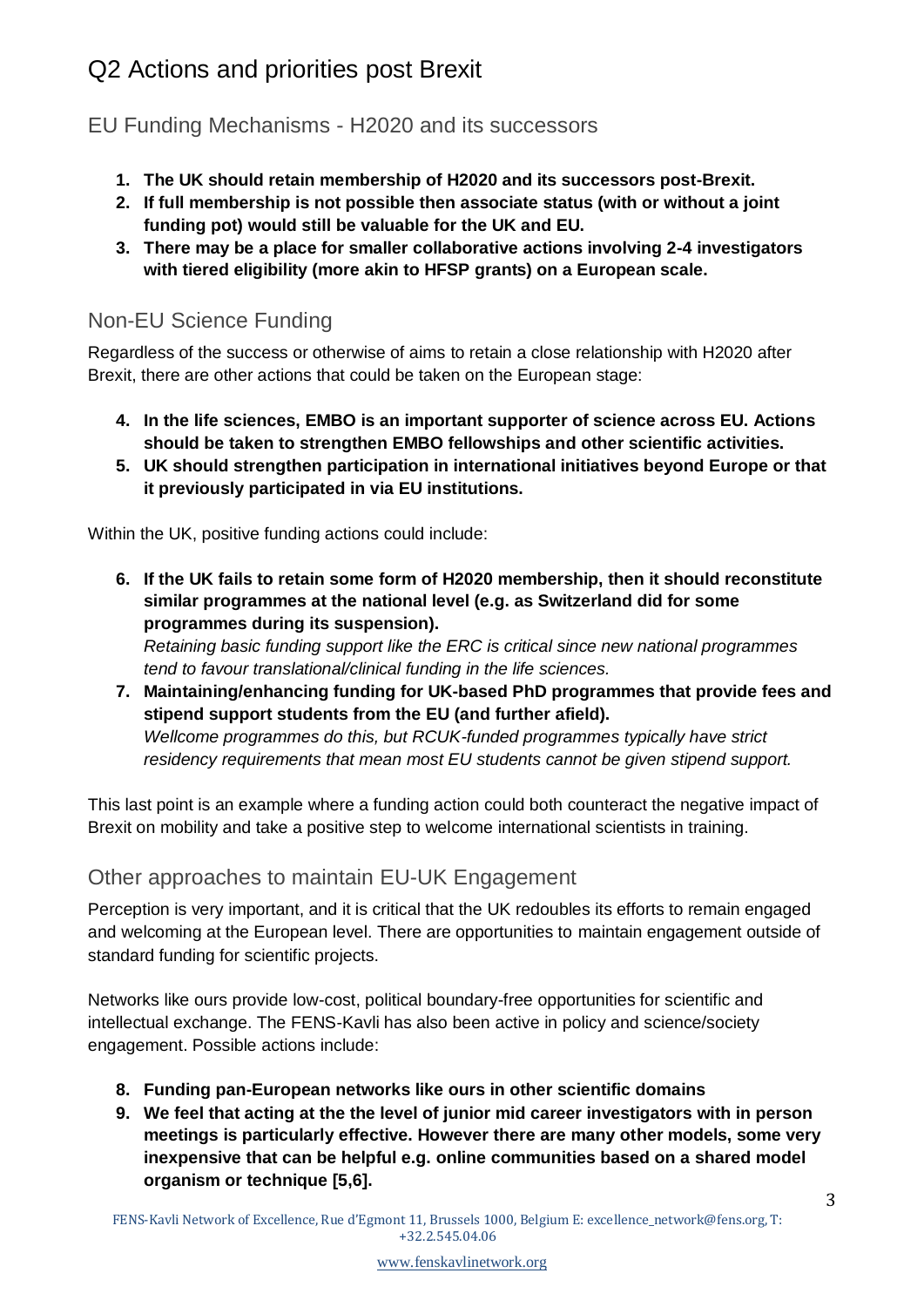# Q2 Actions and priorities post Brexit

## EU Funding Mechanisms - H2020 and its successors

1. **The UK should retain membership of H2020 and its successors post-Brexit.**
2. **If full membership is not possible then associate status (with or without a joint funding pot) would still be valuable for the UK and EU.**
3. **There may be a place for smaller collaborative actions involving 2-4 investigators with tiered eligibility (more akin to HFSP grants) on a European scale.**

## Non-EU Science Funding

Regardless of the success or otherwise of aims to retain a close relationship with H2020 after Brexit, there are other actions that could be taken on the European stage:

4. **In the life sciences, EMBO is an important supporter of science across EU. Actions should be taken to strengthen EMBO fellowships and other scientific activities.**
5. **UK should strengthen participation in international initiatives beyond Europe or that it previously participated in via EU institutions.**

Within the UK, positive funding actions could include:

6. **If the UK fails to retain some form of H2020 membership, then it should reconstitute similar programmes at the national level (e.g. as Switzerland did for some programmes during its suspension).**
   *Retaining basic funding support like the ERC is critical since new national programmes tend to favour translational/clinical funding in the life sciences.*
7. **Maintaining/enhancing funding for UK-based PhD programmes that provide fees and stipend support students from the EU (and further afield).**
   *Wellcome programmes do this, but RCUK-funded programmes typically have strict residency requirements that mean most EU students cannot be given stipend support.*

This last point is an example where a funding action could both counteract the negative impact of Brexit on mobility and take a positive step to welcome international scientists in training.

## Other approaches to maintain EU-UK Engagement

Perception is very important, and it is critical that the UK redoubles its efforts to remain engaged and welcoming at the European level. There are opportunities to maintain engagement outside of standard funding for scientific projects.

Networks like ours provide low-cost, political boundary-free opportunities for scientific and intellectual exchange. The FENS-Kavli has also been active in policy and science/society engagement. Possible actions include:

8. **Funding pan-European networks like ours in other scientific domains**
9. **We feel that acting at the the level of junior mid career investigators with in person meetings is particularly effective. However there are many other models, some very inexpensive that can be helpful e.g. online communities based on a shared model organism or technique [5,6].**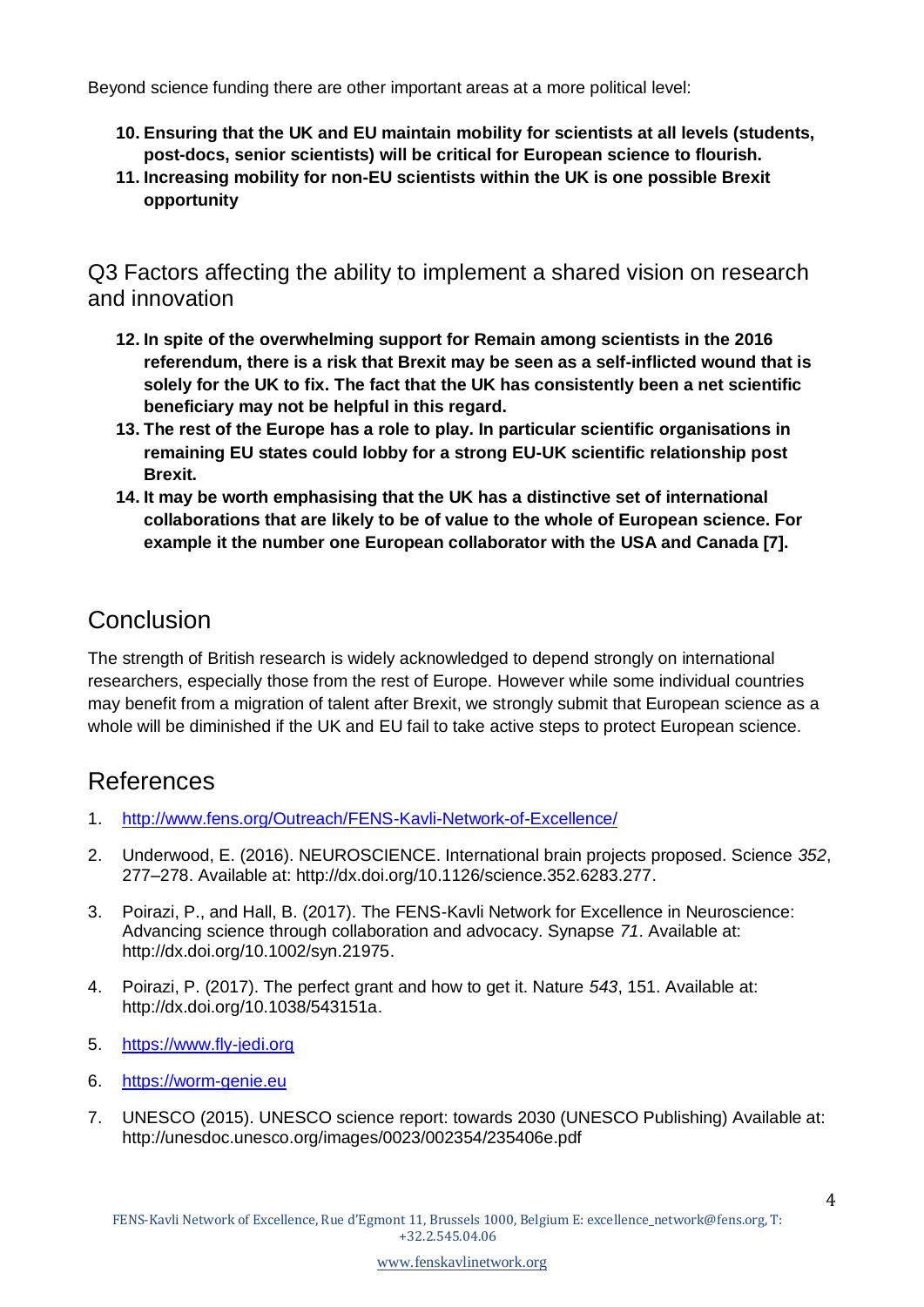Beyond science funding there are other important areas at a more political level:

10. **Ensuring that the UK and EU maintain mobility for scientists at all levels (students, post-docs, senior scientists) will be critical for European science to flourish.**
11. **Increasing mobility for non-EU scientists within the UK is one possible Brexit opportunity**

## Q3 Factors affecting the ability to implement a shared vision on research and innovation

12. **In spite of the overwhelming support for Remain among scientists in the 2016 referendum, there is a risk that Brexit may be seen as a self-inflicted wound that is solely for the UK to fix. The fact that the UK has consistently been a net scientific beneficiary may not be helpful in this regard.**
13. **The rest of the Europe has a role to play. In particular scientific organisations in remaining EU states could lobby for a strong EU-UK scientific relationship post Brexit.**
14. **It may be worth emphasising that the UK has a distinctive set of international collaborations that are likely to be of value to the whole of European science. For example it the number one European collaborator with the USA and Canada [7].**

# Conclusion

The strength of British research is widely acknowledged to depend strongly on international researchers, especially those from the rest of Europe. However while some individual countries may benefit from a migration of talent after Brexit, we strongly submit that European science as a whole will be diminished if the UK and EU fail to take active steps to protect European science.

# References

1. http://www.fens.org/Outreach/FENS-Kavli-Network-of-Excellence/
2. Underwood, E. (2016). NEUROSCIENCE. International brain projects proposed. Science *352*, 277–278. Available at: http://dx.doi.org/10.1126/science.352.6283.277.
3. Poirazi, P., and Hall, B. (2017). The FENS-Kavli Network for Excellence in Neuroscience: Advancing science through collaboration and advocacy. Synapse *71*. Available at: http://dx.doi.org/10.1002/syn.21975.
4. Poirazi, P. (2017). The perfect grant and how to get it. Nature *543*, 151. Available at: http://dx.doi.org/10.1038/543151a.
5. https://www.fly-jedi.org
6. https://worm-genie.eu
7. UNESCO (2015). UNESCO science report: towards 2030 (UNESCO Publishing) Available at: http://unesdoc.unesco.org/images/0023/002354/235406e.pdf

FENS-Kavli Network of Excellence, Rue d'Egmont 11, Brussels 1000, Belgium E: excellence_network@fens.org, T: +32.2.545.04.06

www.fenskavlinetwork.org